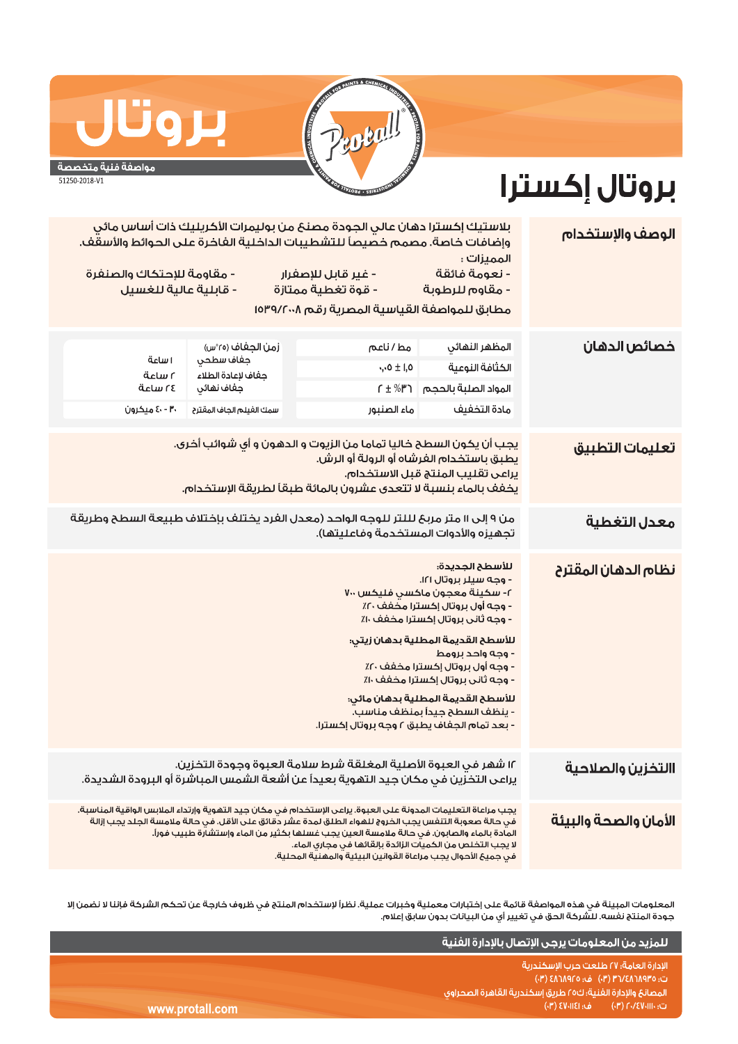# بروتال

**مواصفة فنية متخصصة**

51250-2018-V1

# بروتال إكسترا

## الوصف والإستخدام

بلاستيك إكسترا دهان عالي الجودة مصنع من بوليمرات الأكريليك ذات أساس مائي وإضافات خاصة. مصمم خصيصاً للتشطيبات الداخلية الفاخرة على الحوائط والأسقف.

المميزات :

- نعومة فائقة
- غير قابل للإصفرار
- مقاومة للإحتكاك والصنفرة
- مقاوم للرطوبة
- قوة تغطية ممتازة
- قابلية عالية للغسيل

مطابق للمواصفة القياسية المصرية رقم ١٥٣٩/٢٠٠٨

## خصائص الدهان

| المظهر النهائي | مط / ناعم |
|---|---|
| الكثافة النوعية | ١,٥ ± ٠,٠٥ |
| المواد الصلبة بالحجم | ٣٦٪ ± ٢ |
| مادة التخفيف | ماء الصنبور |

| زمن الجفاف (٢٥°س) | |
|---|---|
| جفاف سطحي | ١ ساعة |
| جفاف لإعادة الطلاء | ٢ ساعة |
| جفاف نهائي | ٢٤ ساعة |
| سمك الفيلم الجاف المقترح | ٣٠ - ٤٠ ميكرون |

## تعليمات التطبيق

يجب أن يكون السطح خاليا تماما من الزيوت و الدهون و أي شوائب أخرى.
يطبق باستخدام الفرشاه أو الرولة أو الرش.
يراعى تقليب المنتج قبل الاستخدام.
يخفف بالماء بنسبة لا تتعدى عشرون بالمائة طبقاً لطريقة الإستخدام.

## معدل التغطية

من ٩ إلى ١١ متر مربع للتر للوجه الواحد (معدل الفرد يختلف بإختلاف طبيعة السطح وطريقة تجهيزه والأدوات المستخدمة وفاعليتها).

## نظام الدهان المقترح

**للأسطح الجديدة:**

- وجه سيلر بروتال ١٢١.
- ٢- سكينة معجون ماكسي فليكس ٧٠٠
- وجه أول بروتال إكسترا مخفف ٢٠٪
- وجه ثاني بروتال إكسترا مخفف ١٠٪

**للأسطح القديمة المطلية بدهان زيتي:**

- وجه واحد بروميد
- وجه أول بروتال إكسترا مخفف ٢٠٪
- وجه ثاني بروتال إكسترا مخفف ١٠٪

**للأسطح القديمة المطلية بدهان مائي:**

- ينظف السطح جيداً بمنظف مناسب.
- بعد تمام الجفاف يطبق ٢ وجه بروتال إكسترا.

## التخزين والصلاحية

١٢ شهر في العبوة الأصلية المغلقة شرط سلامة العبوة وجودة التخزين.
يراعى التخزين في مكان جيد التهوية بعيداً عن أشعة الشمس المباشرة أو البرودة الشديدة.

## الأمان والصحة والبيئة

يجب مراعاة التعليمات المدونة على العبوة. يراعى الإستخدام في مكان جيد التهوية وإرتداء الملابس الواقية المناسبة.
في حالة صعوبة التنفس يجب الخروج للهواء الطلق لمدة عشر دقائق على الأقل. في حالة ملامسة الجلد يجب إزالة المادة بالماء والصابون. في حالة ملامسة العين يجب غسلها بكثير من الماء وإستشارة طبيب فوراً.
لا يجب التخلص من الكميات الزائدة بإلقائها في مجاري الماء.
في جميع الأحوال يجب مراعاة القوانين البيئية والمهنية المحلية.

المعلومات المبينة في هذه المواصفة قائمة على إختبارات معملية وخبرات عملية. نظراً لإستخدام المنتج في ظروف خارجة عن تحكم الشركة فإننا لا نضمن إلا جودة المنتج نفسه. للشركة الحق في تغيير أي من البيانات بدون سابق إعلام.

**للمزيد من المعلومات يرجى الإتصال بالإدارة الفنية**

الإدارة العامة: ٢٧ طلعت حرب الإسكندرية
ت: ٤٨٦٨٩٣٥/٣٦ (٠٣) ف: ٤٨٦٨٩٢٥ (٠٣)
المصانع والإدارة الفنية: ك٢٥ طريق إسكندرية القاهرة الصحراوي
ت: ٤٧٠١١١٠/٢٠ (٠٣) ف: ٤٧٠١١٤١ (٠٣)

www.protall.com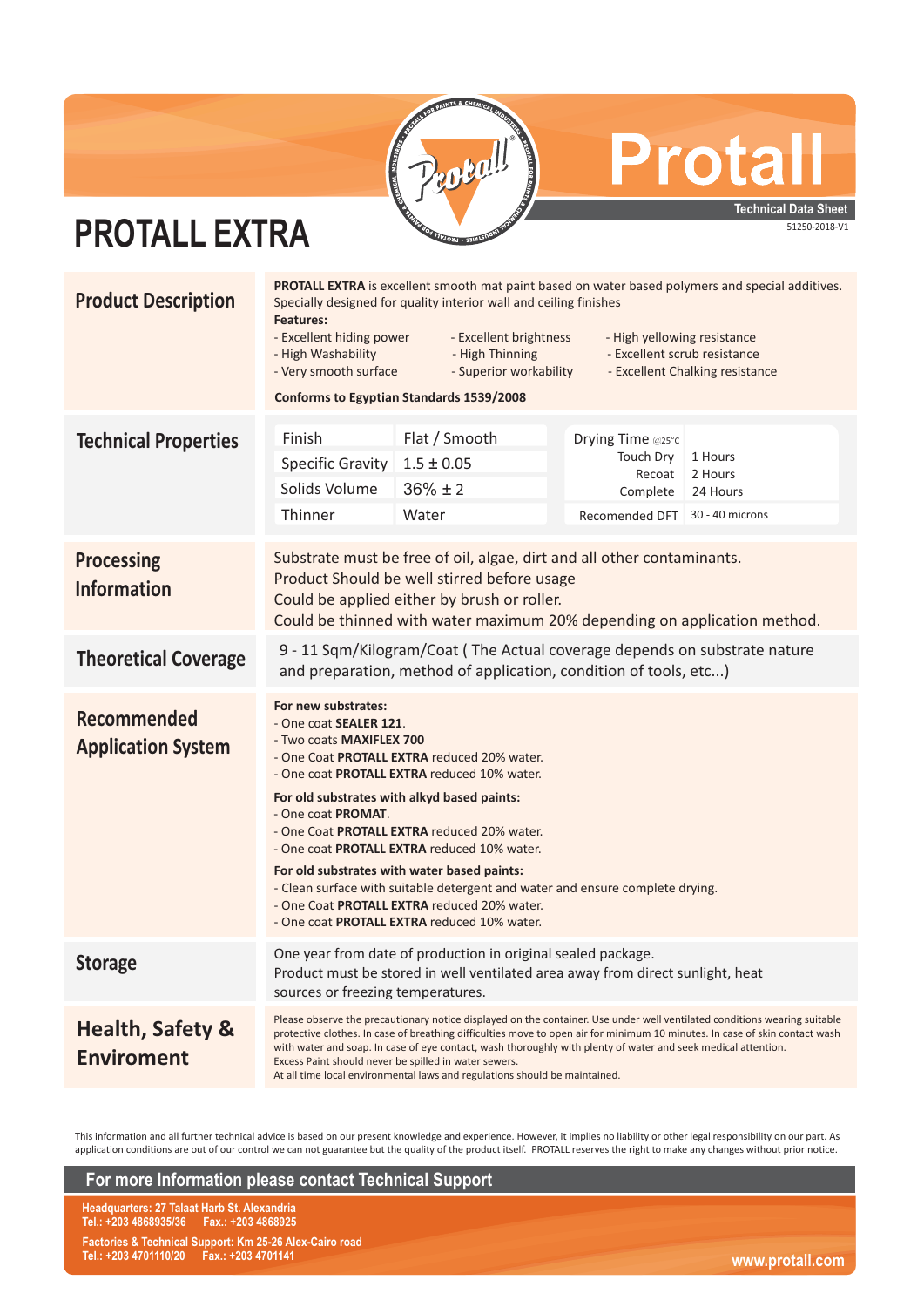# PROTALL EXTRA

Protall

Technical Data Sheet

51250-2018-V1

## Product Description

**PROTALL EXTRA** is excellent smooth mat paint based on water based polymers and special additives. Specially designed for quality interior wall and ceiling finishes

**Features:**

- Excellent hiding power
- High Washability
- Very smooth surface
- Excellent brightness
- High Thinning
- Superior workability
- High yellowing resistance
- Excellent scrub resistance
- Excellent Chalking resistance

**Conforms to Egyptian Standards 1539/2008**

## Technical Properties

| | | | |
|---|---|---|---|
| Finish | Flat / Smooth | Drying Time @25°c | |
| Specific Gravity | 1.5 ± 0.05 | Touch Dry | 1 Hours |
| Solids Volume | 36% ± 2 | Recoat | 2 Hours |
| | | Complete | 24 Hours |
| Thinner | Water | Recomended DFT | 30 - 40 microns |

## Processing Information

Substrate must be free of oil, algae, dirt and all other contaminants.
Product Should be well stirred before usage
Could be applied either by brush or roller.
Could be thinned with water maximum 20% depending on application method.

## Theoretical Coverage

9 - 11 Sqm/Kilogram/Coat ( The Actual coverage depends on substrate nature and preparation, method of application, condition of tools, etc...)

## Recommended Application System

**For new substrates:**

- One coat **SEALER 121**.
- Two coats **MAXIFLEX 700**
- One Coat **PROTALL EXTRA** reduced 20% water.
- One coat **PROTALL EXTRA** reduced 10% water.

**For old substrates with alkyd based paints:**

- One coat **PROMAT**.
- One Coat **PROTALL EXTRA** reduced 20% water.
- One coat **PROTALL EXTRA** reduced 10% water.

**For old substrates with water based paints:**

- Clean surface with suitable detergent and water and ensure complete drying.
- One Coat **PROTALL EXTRA** reduced 20% water.
- One coat **PROTALL EXTRA** reduced 10% water.

## Storage

One year from date of production in original sealed package.
Product must be stored in well ventilated area away from direct sunlight, heat sources or freezing temperatures.

## Health, Safety & Enviroment

Please observe the precautionary notice displayed on the container. Use under well ventilated conditions wearing suitable protective clothes. In case of breathing difficulties move to open air for minimum 10 minutes. In case of skin contact wash with water and soap. In case of eye contact, wash thoroughly with plenty of water and seek medical attention.
Excess Paint should never be spilled in water sewers.
At all time local environmental laws and regulations should be maintained.

This information and all further technical advice is based on our present knowledge and experience. However, it implies no liability or other legal responsibility on our part. As application conditions are out of our control we can not guarantee but the quality of the product itself. PROTALL reserves the right to make any changes without prior notice.

**For more Information please contact Technical Support**

**Headquarters: 27 Talaat Harb St. Alexandria**
**Tel.: +203 4868935/36 Fax.: +203 4868925**

**Factories & Technical Support: Km 25-26 Alex-Cairo road**
**Tel.: +203 4701110/20 Fax.: +203 4701141**

**www.protall.com**